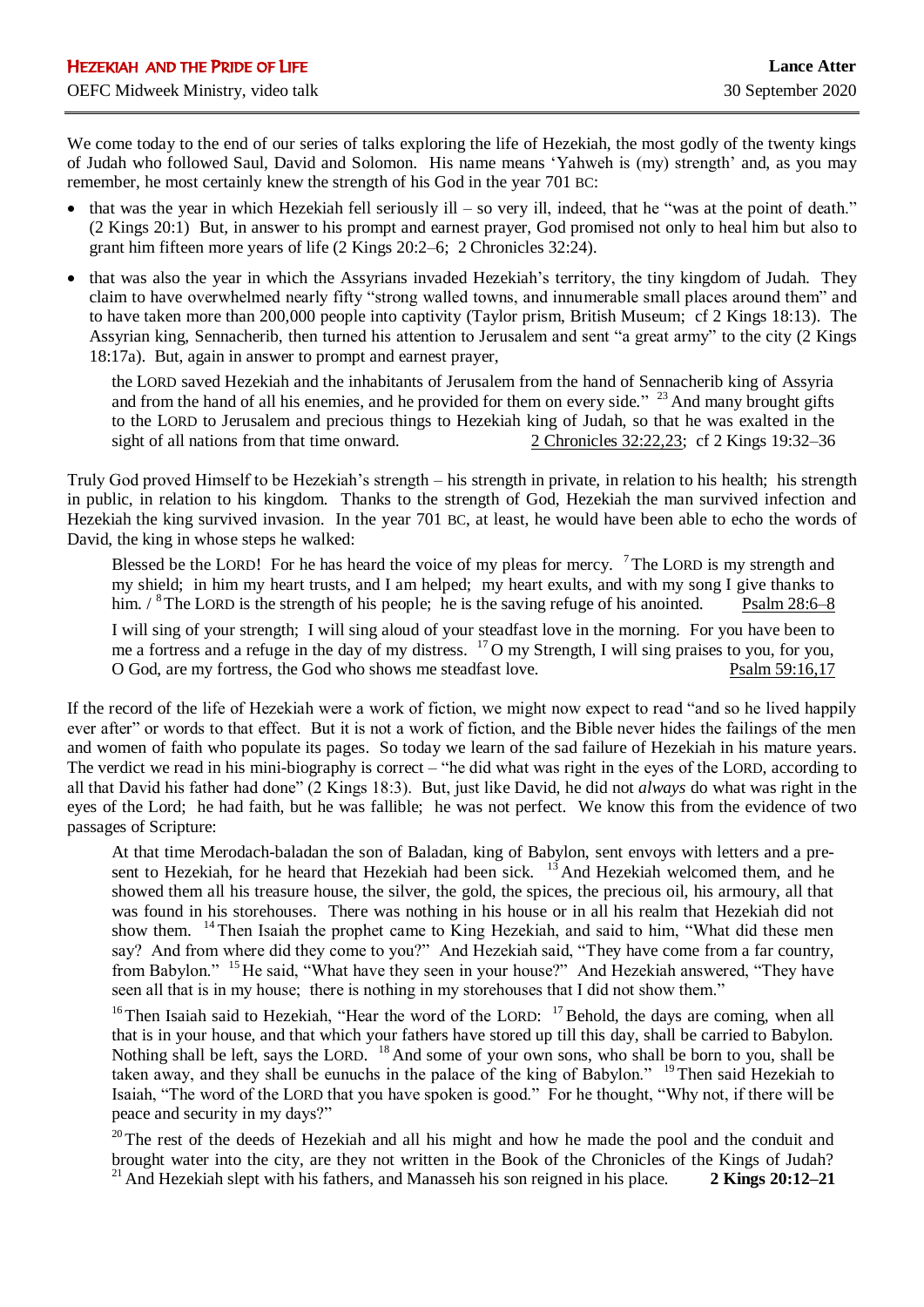# Hezekiah and the Pride of Life

OEFC Midweek Ministry, video talk

**Lance Atter**

30 September 2020

---

We come today to the end of our series of talks exploring the life of Hezekiah, the most godly of the twenty kings of Judah who followed Saul, David and Solomon. His name means 'Yahweh is (my) strength' and, as you may remember, he most certainly knew the strength of his God in the year 701 BC:

- that was the year in which Hezekiah fell seriously ill – so very ill, indeed, that he "was at the point of death." (2 Kings 20:1) But, in answer to his prompt and earnest prayer, God promised not only to heal him but also to grant him fifteen more years of life (2 Kings 20:2–6; 2 Chronicles 32:24).
- that was also the year in which the Assyrians invaded Hezekiah's territory, the tiny kingdom of Judah. They claim to have overwhelmed nearly fifty "strong walled towns, and innumerable small places around them" and to have taken more than 200,000 people into captivity (Taylor prism, British Museum; cf 2 Kings 18:13). The Assyrian king, Sennacherib, then turned his attention to Jerusalem and sent "a great army" to the city (2 Kings 18:17a). But, again in answer to prompt and earnest prayer,

> the LORD saved Hezekiah and the inhabitants of Jerusalem from the hand of Sennacherib king of Assyria and from the hand of all his enemies, and he provided for them on every side." [23] And many brought gifts to the LORD to Jerusalem and precious things to Hezekiah king of Judah, so that he was exalted in the sight of all nations from that time onward. 2 Chronicles 32:22,23; cf 2 Kings 19:32–36

Truly God proved Himself to be Hezekiah's strength – his strength in private, in relation to his health; his strength in public, in relation to his kingdom. Thanks to the strength of God, Hezekiah the man survived infection and Hezekiah the king survived invasion. In the year 701 BC, at least, he would have been able to echo the words of David, the king in whose steps he walked:

> Blessed be the LORD! For he has heard the voice of my pleas for mercy. [7] The LORD is my strength and my shield; in him my heart trusts, and I am helped; my heart exults, and with my song I give thanks to him. / [8] The LORD is the strength of his people; he is the saving refuge of his anointed. Psalm 28:6–8
>
> I will sing of your strength; I will sing aloud of your steadfast love in the morning. For you have been to me a fortress and a refuge in the day of my distress. [17] O my Strength, I will sing praises to you, for you, O God, are my fortress, the God who shows me steadfast love. Psalm 59:16,17

If the record of the life of Hezekiah were a work of fiction, we might now expect to read "and so he lived happily ever after" or words to that effect. But it is not a work of fiction, and the Bible never hides the failings of the men and women of faith who populate its pages. So today we learn of the sad failure of Hezekiah in his mature years. The verdict we read in his mini-biography is correct – "he did what was right in the eyes of the LORD, according to all that David his father had done" (2 Kings 18:3). But, just like David, he did not *always* do what was right in the eyes of the Lord; he had faith, but he was fallible; he was not perfect. We know this from the evidence of two passages of Scripture:

> At that time Merodach-baladan the son of Baladan, king of Babylon, sent envoys with letters and a present to Hezekiah, for he heard that Hezekiah had been sick. [13] And Hezekiah welcomed them, and he showed them all his treasure house, the silver, the gold, the spices, the precious oil, his armoury, all that was found in his storehouses. There was nothing in his house or in all his realm that Hezekiah did not show them. [14] Then Isaiah the prophet came to King Hezekiah, and said to him, "What did these men say? And from where did they come to you?" And Hezekiah said, "They have come from a far country, from Babylon." [15] He said, "What have they seen in your house?" And Hezekiah answered, "They have seen all that is in my house; there is nothing in my storehouses that I did not show them."
>
> [16] Then Isaiah said to Hezekiah, "Hear the word of the LORD: [17] Behold, the days are coming, when all that is in your house, and that which your fathers have stored up till this day, shall be carried to Babylon. Nothing shall be left, says the LORD. [18] And some of your own sons, who shall be born to you, shall be taken away, and they shall be eunuchs in the palace of the king of Babylon." [19] Then said Hezekiah to Isaiah, "The word of the LORD that you have spoken is good." For he thought, "Why not, if there will be peace and security in my days?"
>
> [20] The rest of the deeds of Hezekiah and all his might and how he made the pool and the conduit and brought water into the city, are they not written in the Book of the Chronicles of the Kings of Judah? [21] And Hezekiah slept with his fathers, and Manasseh his son reigned in his place. **2 Kings 20:12–21**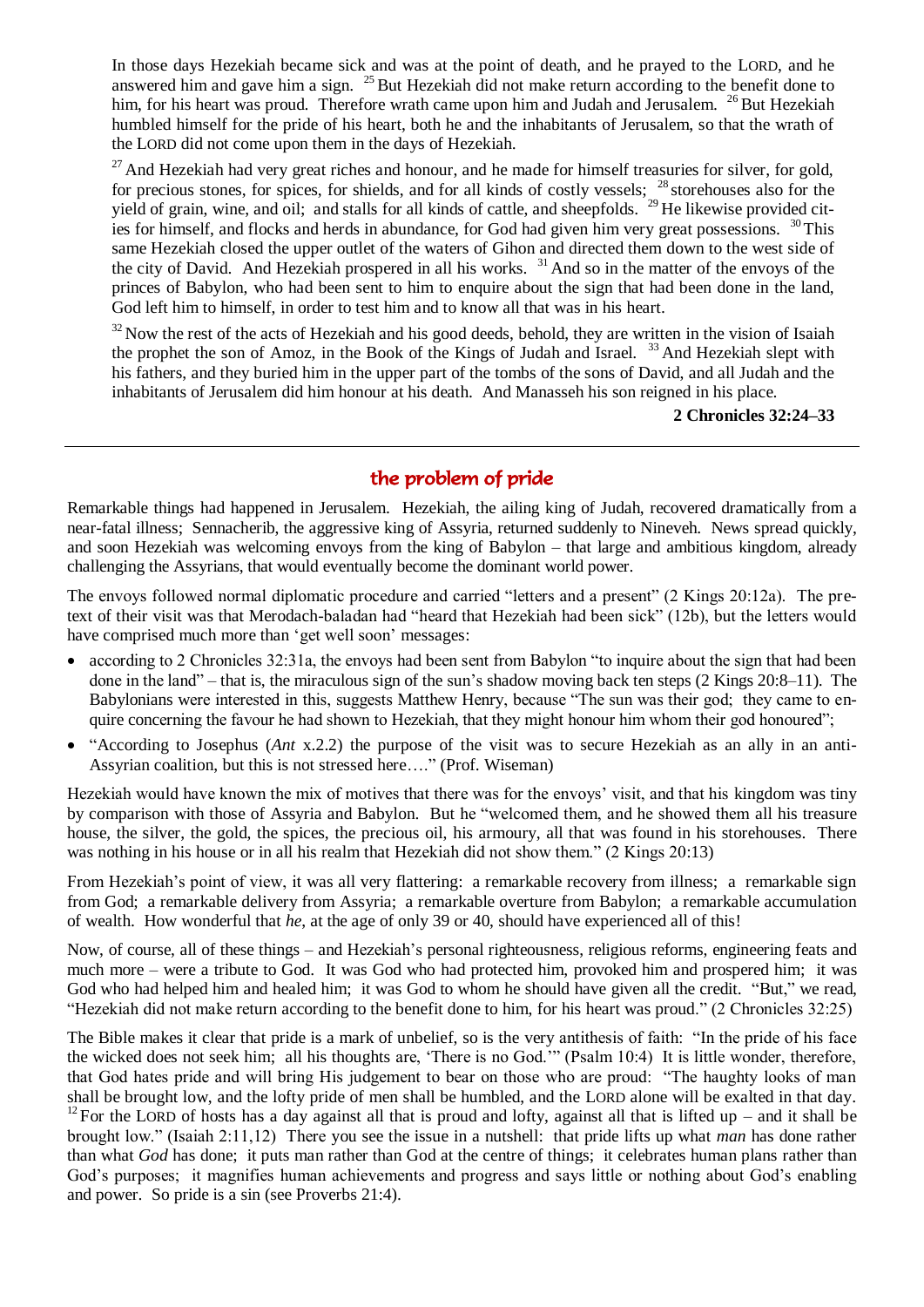In those days Hezekiah became sick and was at the point of death, and he prayed to the LORD, and he answered him and gave him a sign. [25] But Hezekiah did not make return according to the benefit done to him, for his heart was proud. Therefore wrath came upon him and Judah and Jerusalem. [26] But Hezekiah humbled himself for the pride of his heart, both he and the inhabitants of Jerusalem, so that the wrath of the LORD did not come upon them in the days of Hezekiah.

[27] And Hezekiah had very great riches and honour, and he made for himself treasuries for silver, for gold, for precious stones, for spices, for shields, and for all kinds of costly vessels; [28] storehouses also for the yield of grain, wine, and oil; and stalls for all kinds of cattle, and sheepfolds. [29] He likewise provided cities for himself, and flocks and herds in abundance, for God had given him very great possessions. [30] This same Hezekiah closed the upper outlet of the waters of Gihon and directed them down to the west side of the city of David. And Hezekiah prospered in all his works. [31] And so in the matter of the envoys of the princes of Babylon, who had been sent to him to enquire about the sign that had been done in the land, God left him to himself, in order to test him and to know all that was in his heart.

[32] Now the rest of the acts of Hezekiah and his good deeds, behold, they are written in the vision of Isaiah the prophet the son of Amoz, in the Book of the Kings of Judah and Israel. [33] And Hezekiah slept with his fathers, and they buried him in the upper part of the tombs of the sons of David, and all Judah and the inhabitants of Jerusalem did him honour at his death. And Manasseh his son reigned in his place.

**2 Chronicles 32:24–33**

---

## the problem of pride

Remarkable things had happened in Jerusalem. Hezekiah, the ailing king of Judah, recovered dramatically from a near-fatal illness; Sennacherib, the aggressive king of Assyria, returned suddenly to Nineveh. News spread quickly, and soon Hezekiah was welcoming envoys from the king of Babylon – that large and ambitious kingdom, already challenging the Assyrians, that would eventually become the dominant world power.

The envoys followed normal diplomatic procedure and carried "letters and a present" (2 Kings 20:12a). The pretext of their visit was that Merodach-baladan had "heard that Hezekiah had been sick" (12b), but the letters would have comprised much more than 'get well soon' messages:

- according to 2 Chronicles 32:31a, the envoys had been sent from Babylon "to inquire about the sign that had been done in the land" – that is, the miraculous sign of the sun's shadow moving back ten steps (2 Kings 20:8–11). The Babylonians were interested in this, suggests Matthew Henry, because "The sun was their god; they came to enquire concerning the favour he had shown to Hezekiah, that they might honour him whom their god honoured";
- "According to Josephus (*Ant* x.2.2) the purpose of the visit was to secure Hezekiah as an ally in an anti-Assyrian coalition, but this is not stressed here…." (Prof. Wiseman)

Hezekiah would have known the mix of motives that there was for the envoys' visit, and that his kingdom was tiny by comparison with those of Assyria and Babylon. But he "welcomed them, and he showed them all his treasure house, the silver, the gold, the spices, the precious oil, his armoury, all that was found in his storehouses. There was nothing in his house or in all his realm that Hezekiah did not show them." (2 Kings 20:13)

From Hezekiah's point of view, it was all very flattering: a remarkable recovery from illness; a remarkable sign from God; a remarkable delivery from Assyria; a remarkable overture from Babylon; a remarkable accumulation of wealth. How wonderful that *he*, at the age of only 39 or 40, should have experienced all of this!

Now, of course, all of these things – and Hezekiah's personal righteousness, religious reforms, engineering feats and much more – were a tribute to God. It was God who had protected him, provoked him and prospered him; it was God who had helped him and healed him; it was God to whom he should have given all the credit. "But," we read, "Hezekiah did not make return according to the benefit done to him, for his heart was proud." (2 Chronicles 32:25)

The Bible makes it clear that pride is a mark of unbelief, so is the very antithesis of faith: "In the pride of his face the wicked does not seek him; all his thoughts are, 'There is no God.'" (Psalm 10:4) It is little wonder, therefore, that God hates pride and will bring His judgement to bear on those who are proud: "The haughty looks of man shall be brought low, and the lofty pride of men shall be humbled, and the LORD alone will be exalted in that day. [12] For the LORD of hosts has a day against all that is proud and lofty, against all that is lifted up – and it shall be brought low." (Isaiah 2:11,12) There you see the issue in a nutshell: that pride lifts up what *man* has done rather than what *God* has done; it puts man rather than God at the centre of things; it celebrates human plans rather than God's purposes; it magnifies human achievements and progress and says little or nothing about God's enabling and power. So pride is a sin (see Proverbs 21:4).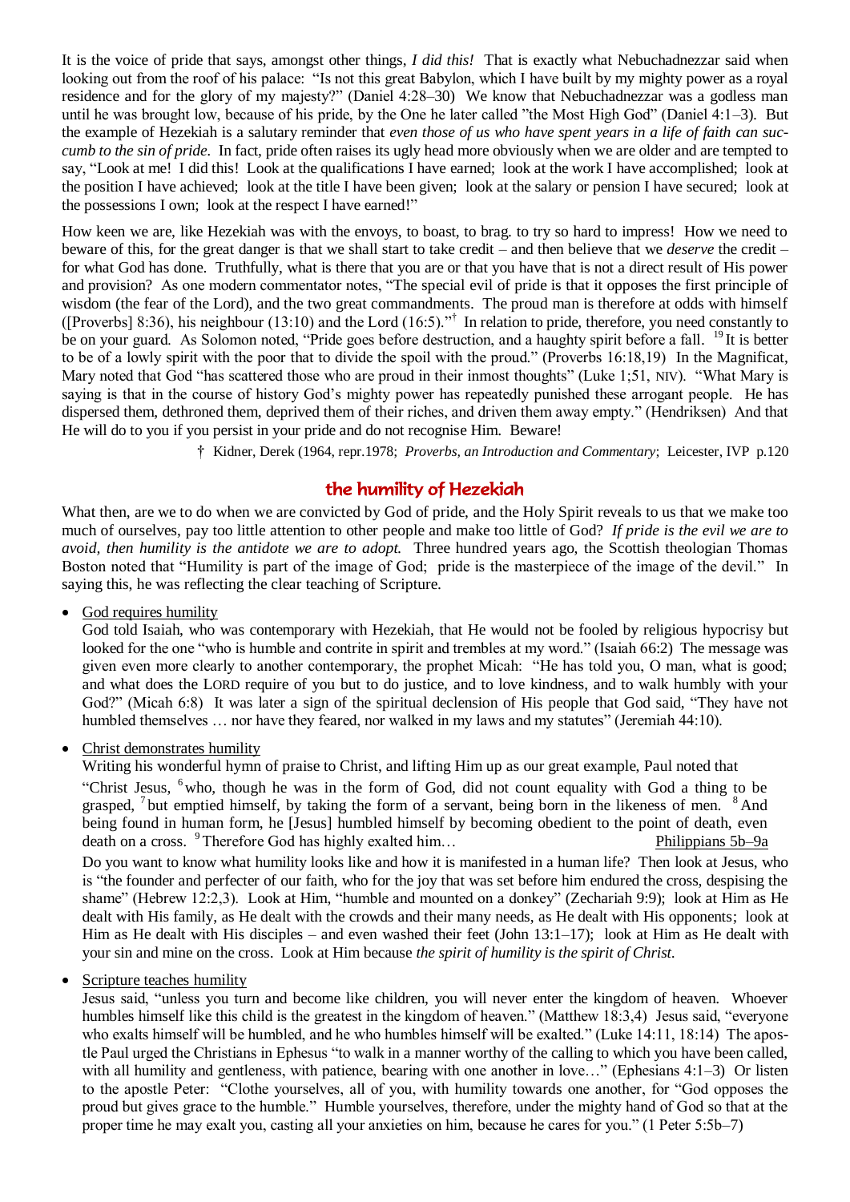It is the voice of pride that says, amongst other things, *I did this!* That is exactly what Nebuchadnezzar said when looking out from the roof of his palace: "Is not this great Babylon, which I have built by my mighty power as a royal residence and for the glory of my majesty?" (Daniel 4:28–30) We know that Nebuchadnezzar was a godless man until he was brought low, because of his pride, by the One he later called "the Most High God" (Daniel 4:1–3). But the example of Hezekiah is a salutary reminder that *even those of us who have spent years in a life of faith can succumb to the sin of pride.* In fact, pride often raises its ugly head more obviously when we are older and are tempted to say, "Look at me! I did this! Look at the qualifications I have earned; look at the work I have accomplished; look at the position I have achieved; look at the title I have been given; look at the salary or pension I have secured; look at the possessions I own; look at the respect I have earned!"

How keen we are, like Hezekiah was with the envoys, to boast, to brag. to try so hard to impress! How we need to beware of this, for the great danger is that we shall start to take credit – and then believe that we *deserve* the credit – for what God has done. Truthfully, what is there that you are or that you have that is not a direct result of His power and provision? As one modern commentator notes, "The special evil of pride is that it opposes the first principle of wisdom (the fear of the Lord), and the two great commandments. The proud man is therefore at odds with himself ([Proverbs] 8:36), his neighbour (13:10) and the Lord (16:5)."[†] In relation to pride, therefore, you need constantly to be on your guard. As Solomon noted, "Pride goes before destruction, and a haughty spirit before a fall. [19] It is better to be of a lowly spirit with the poor than to divide the spoil with the proud." (Proverbs 16:18,19) In the Magnificat, Mary noted that God "has scattered those who are proud in their inmost thoughts" (Luke 1;51, NIV). "What Mary is saying is that in the course of history God's mighty power has repeatedly punished these arrogant people. He has dispersed them, dethroned them, deprived them of their riches, and driven them away empty." (Hendriksen) And that He will do to you if you persist in your pride and do not recognise Him. Beware!

† Kidner, Derek (1964, repr.1978; *Proverbs, an Introduction and Commentary*; Leicester, IVP p.120

## the humility of Hezekiah

What then, are we to do when we are convicted by God of pride, and the Holy Spirit reveals to us that we make too much of ourselves, pay too little attention to other people and make too little of God? *If pride is the evil we are to avoid, then humility is the antidote we are to adopt.* Three hundred years ago, the Scottish theologian Thomas Boston noted that "Humility is part of the image of God; pride is the masterpiece of the image of the devil." In saying this, he was reflecting the clear teaching of Scripture.

- <u>God requires humility</u>

  God told Isaiah, who was contemporary with Hezekiah, that He would not be fooled by religious hypocrisy but looked for the one "who is humble and contrite in spirit and trembles at my word." (Isaiah 66:2) The message was given even more clearly to another contemporary, the prophet Micah: "He has told you, O man, what is good; and what does the LORD require of you but to do justice, and to love kindness, and to walk humbly with your God?" (Micah 6:8) It was later a sign of the spiritual declension of His people that God said, "They have not humbled themselves … nor have they feared, nor walked in my laws and my statutes" (Jeremiah 44:10).

- <u>Christ demonstrates humility</u>

  Writing his wonderful hymn of praise to Christ, and lifting Him up as our great example, Paul noted that

  > "Christ Jesus, [6] who, though he was in the form of God, did not count equality with God a thing to be grasped, [7] but emptied himself, by taking the form of a servant, being born in the likeness of men. [8] And being found in human form, he [Jesus] humbled himself by becoming obedient to the point of death, even death on a cross. [9] Therefore God has highly exalted him… <u>Philippians 5b–9a</u>

  Do you want to know what humility looks like and how it is manifested in a human life? Then look at Jesus, who is "the founder and perfecter of our faith, who for the joy that was set before him endured the cross, despising the shame" (Hebrew 12:2,3). Look at Him, "humble and mounted on a donkey" (Zechariah 9:9); look at Him as He dealt with His family, as He dealt with the crowds and their many needs, as He dealt with His opponents; look at Him as He dealt with His disciples – and even washed their feet (John 13:1–17); look at Him as He dealt with your sin and mine on the cross. Look at Him because *the spirit of humility is the spirit of Christ.*

- <u>Scripture teaches humility</u>

  Jesus said, "unless you turn and become like children, you will never enter the kingdom of heaven. Whoever humbles himself like this child is the greatest in the kingdom of heaven." (Matthew 18:3,4) Jesus said, "everyone who exalts himself will be humbled, and he who humbles himself will be exalted." (Luke 14:11, 18:14) The apostle Paul urged the Christians in Ephesus "to walk in a manner worthy of the calling to which you have been called, with all humility and gentleness, with patience, bearing with one another in love…" (Ephesians 4:1–3) Or listen to the apostle Peter: "Clothe yourselves, all of you, with humility towards one another, for "God opposes the proud but gives grace to the humble." Humble yourselves, therefore, under the mighty hand of God so that at the proper time he may exalt you, casting all your anxieties on him, because he cares for you." (1 Peter 5:5b–7)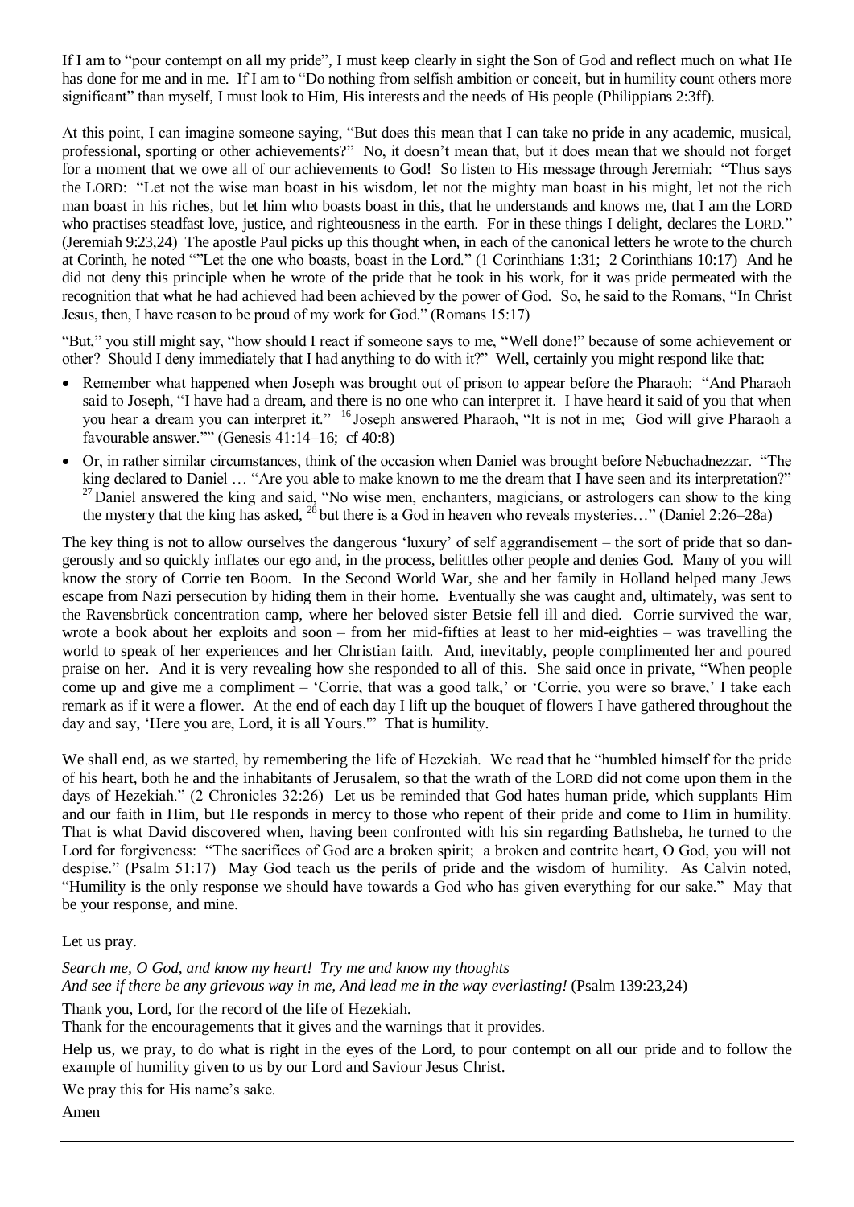If I am to "pour contempt on all my pride", I must keep clearly in sight the Son of God and reflect much on what He has done for me and in me. If I am to "Do nothing from selfish ambition or conceit, but in humility count others more significant" than myself, I must look to Him, His interests and the needs of His people (Philippians 2:3ff).

At this point, I can imagine someone saying, "But does this mean that I can take no pride in any academic, musical, professional, sporting or other achievements?" No, it doesn't mean that, but it does mean that we should not forget for a moment that we owe all of our achievements to God! So listen to His message through Jeremiah: "Thus says the LORD: "Let not the wise man boast in his wisdom, let not the mighty man boast in his might, let not the rich man boast in his riches, but let him who boasts boast in this, that he understands and knows me, that I am the LORD who practises steadfast love, justice, and righteousness in the earth. For in these things I delight, declares the LORD." (Jeremiah 9:23,24) The apostle Paul picks up this thought when, in each of the canonical letters he wrote to the church at Corinth, he noted ""Let the one who boasts, boast in the Lord." (1 Corinthians 1:31; 2 Corinthians 10:17) And he did not deny this principle when he wrote of the pride that he took in his work, for it was pride permeated with the recognition that what he had achieved had been achieved by the power of God. So, he said to the Romans, "In Christ Jesus, then, I have reason to be proud of my work for God." (Romans 15:17)

"But," you still might say, "how should I react if someone says to me, "Well done!" because of some achievement or other? Should I deny immediately that I had anything to do with it?" Well, certainly you might respond like that:

- Remember what happened when Joseph was brought out of prison to appear before the Pharaoh: "And Pharaoh said to Joseph, "I have had a dream, and there is no one who can interpret it. I have heard it said of you that when you hear a dream you can interpret it." [16] Joseph answered Pharaoh, "It is not in me; God will give Pharaoh a favourable answer."" (Genesis 41:14–16; cf 40:8)
- Or, in rather similar circumstances, think of the occasion when Daniel was brought before Nebuchadnezzar. "The king declared to Daniel … "Are you able to make known to me the dream that I have seen and its interpretation?" [27] Daniel answered the king and said, "No wise men, enchanters, magicians, or astrologers can show to the king the mystery that the king has asked, [28] but there is a God in heaven who reveals mysteries…" (Daniel 2:26–28a)

The key thing is not to allow ourselves the dangerous 'luxury' of self aggrandisement – the sort of pride that so dangerously and so quickly inflates our ego and, in the process, belittles other people and denies God. Many of you will know the story of Corrie ten Boom. In the Second World War, she and her family in Holland helped many Jews escape from Nazi persecution by hiding them in their home. Eventually she was caught and, ultimately, was sent to the Ravensbrück concentration camp, where her beloved sister Betsie fell ill and died. Corrie survived the war, wrote a book about her exploits and soon – from her mid-fifties at least to her mid-eighties – was travelling the world to speak of her experiences and her Christian faith. And, inevitably, people complimented her and poured praise on her. And it is very revealing how she responded to all of this. She said once in private, "When people come up and give me a compliment – 'Corrie, that was a good talk,' or 'Corrie, you were so brave,' I take each remark as if it were a flower. At the end of each day I lift up the bouquet of flowers I have gathered throughout the day and say, 'Here you are, Lord, it is all Yours.'" That is humility.

We shall end, as we started, by remembering the life of Hezekiah. We read that he "humbled himself for the pride of his heart, both he and the inhabitants of Jerusalem, so that the wrath of the LORD did not come upon them in the days of Hezekiah." (2 Chronicles 32:26) Let us be reminded that God hates human pride, which supplants Him and our faith in Him, but He responds in mercy to those who repent of their pride and come to Him in humility. That is what David discovered when, having been confronted with his sin regarding Bathsheba, he turned to the Lord for forgiveness: "The sacrifices of God are a broken spirit; a broken and contrite heart, O God, you will not despise." (Psalm 51:17) May God teach us the perils of pride and the wisdom of humility. As Calvin noted, "Humility is the only response we should have towards a God who has given everything for our sake." May that be your response, and mine.

Let us pray.

*Search me, O God, and know my heart! Try me and know my thoughts*
*And see if there be any grievous way in me, And lead me in the way everlasting!* (Psalm 139:23,24)

Thank you, Lord, for the record of the life of Hezekiah.
Thank for the encouragements that it gives and the warnings that it provides.

Help us, we pray, to do what is right in the eyes of the Lord, to pour contempt on all our pride and to follow the example of humility given to us by our Lord and Saviour Jesus Christ.

We pray this for His name's sake.

Amen